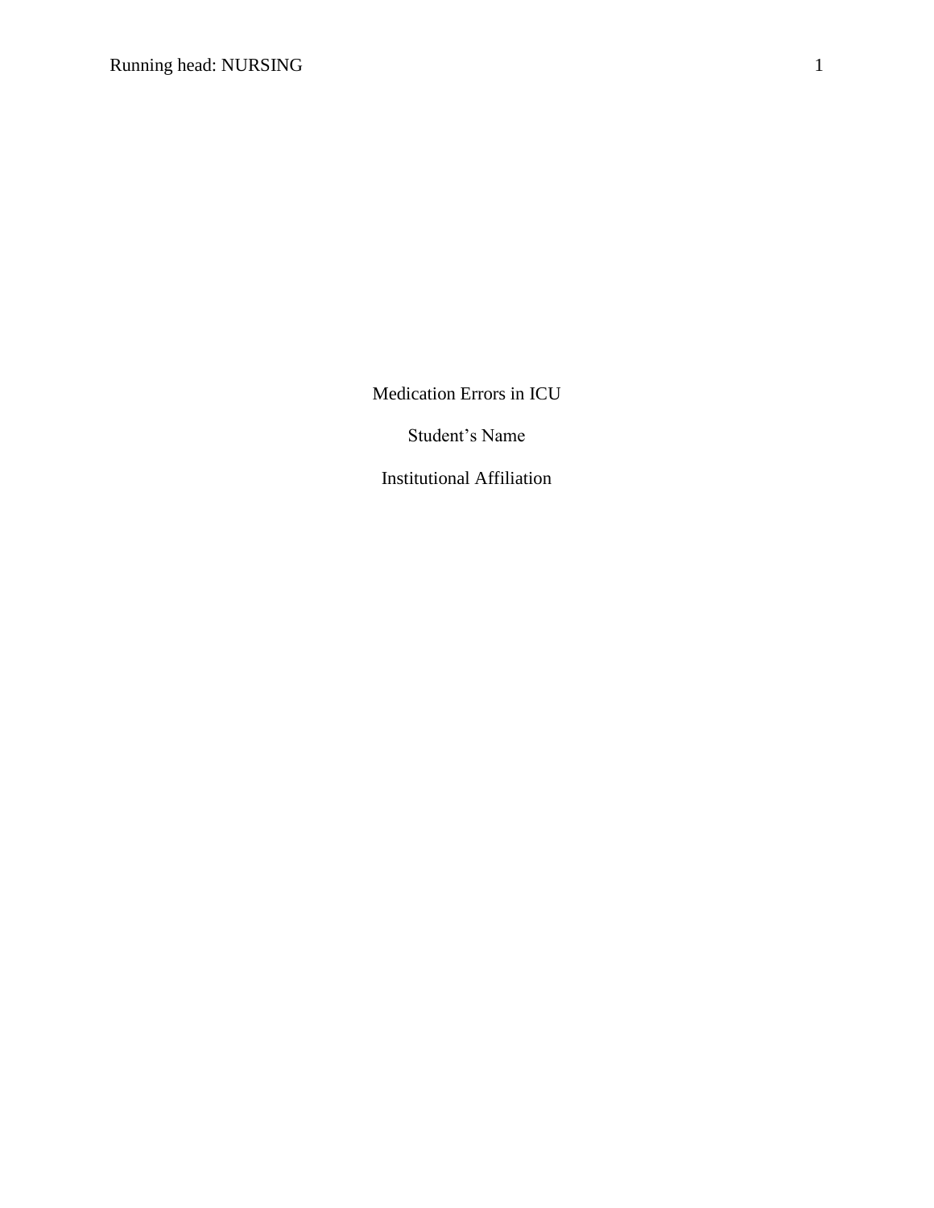Medication Errors in ICU

Student's Name

Institutional Affiliation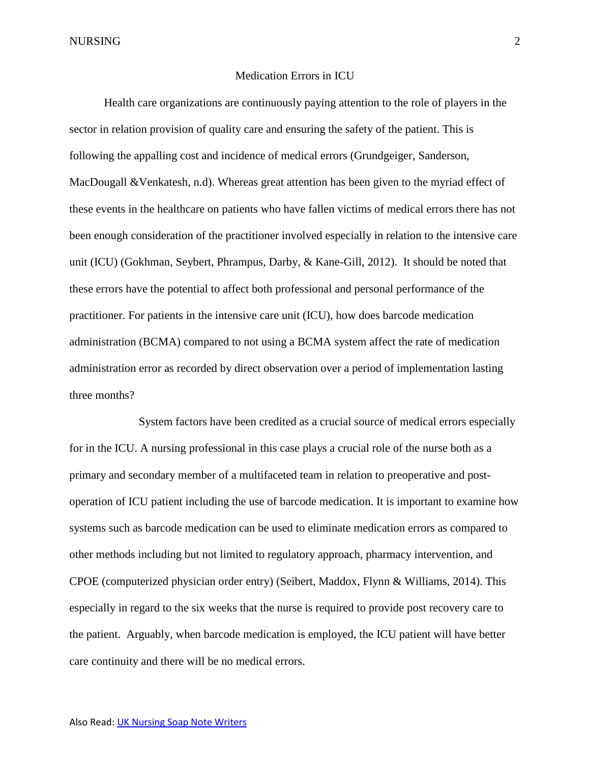# Medication Errors in ICU

Health care organizations are continuously paying attention to the role of players in the sector in relation provision of quality care and ensuring the safety of the patient. This is following the appalling cost and incidence of medical errors (Grundgeiger, Sanderson, MacDougall &Venkatesh, n.d). Whereas great attention has been given to the myriad effect of these events in the healthcare on patients who have fallen victims of medical errors there has not been enough consideration of the practitioner involved especially in relation to the intensive care unit (ICU) (Gokhman, Seybert, Phrampus, Darby, & Kane-Gill, 2012). It should be noted that these errors have the potential to affect both professional and personal performance of the practitioner. For patients in the intensive care unit (ICU), how does barcode medication administration (BCMA) compared to not using a BCMA system affect the rate of medication administration error as recorded by direct observation over a period of implementation lasting three months?

System factors have been credited as a crucial source of medical errors especially for in the ICU. A nursing professional in this case plays a crucial role of the nurse both as a primary and secondary member of a multifaceted team in relation to preoperative and post-operation of ICU patient including the use of barcode medication. It is important to examine how systems such as barcode medication can be used to eliminate medication errors as compared to other methods including but not limited to regulatory approach, pharmacy intervention, and CPOE (computerized physician order entry) (Seibert, Maddox, Flynn & Williams, 2014). This especially in regard to the six weeks that the nurse is required to provide post recovery care to the patient. Arguably, when barcode medication is employed, the ICU patient will have better care continuity and there will be no medical errors.

Also Read: [UK Nursing Soap Note Writers]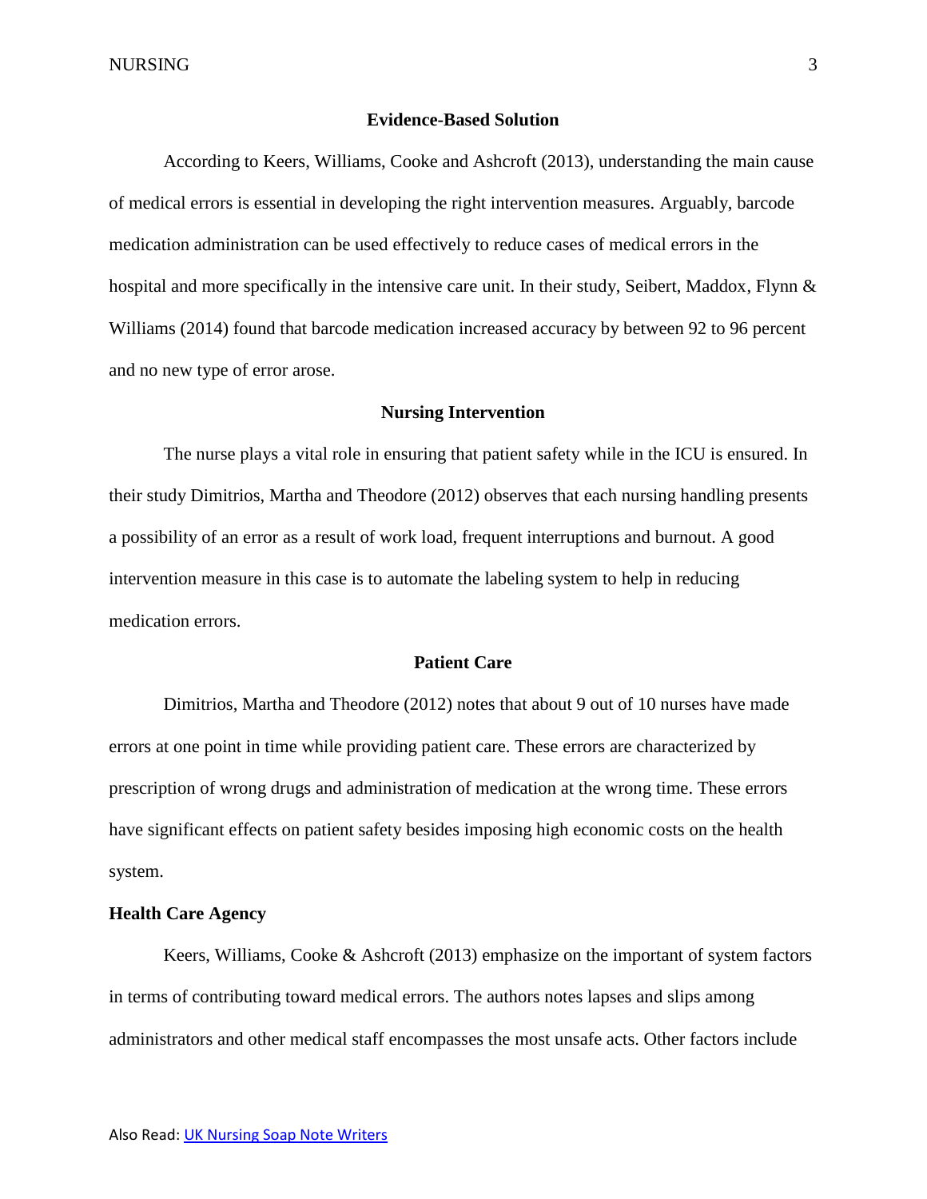## Evidence-Based Solution

According to Keers, Williams, Cooke and Ashcroft (2013), understanding the main cause of medical errors is essential in developing the right intervention measures. Arguably, barcode medication administration can be used effectively to reduce cases of medical errors in the hospital and more specifically in the intensive care unit. In their study, Seibert, Maddox, Flynn & Williams (2014) found that barcode medication increased accuracy by between 92 to 96 percent and no new type of error arose.

## Nursing Intervention

The nurse plays a vital role in ensuring that patient safety while in the ICU is ensured. In their study Dimitrios, Martha and Theodore (2012) observes that each nursing handling presents a possibility of an error as a result of work load, frequent interruptions and burnout. A good intervention measure in this case is to automate the labeling system to help in reducing medication errors.

## Patient Care

Dimitrios, Martha and Theodore (2012) notes that about 9 out of 10 nurses have made errors at one point in time while providing patient care. These errors are characterized by prescription of wrong drugs and administration of medication at the wrong time. These errors have significant effects on patient safety besides imposing high economic costs on the health system.

### Health Care Agency

Keers, Williams, Cooke & Ashcroft (2013) emphasize on the important of system factors in terms of contributing toward medical errors. The authors notes lapses and slips among administrators and other medical staff encompasses the most unsafe acts. Other factors include

Also Read: [UK Nursing Soap Note Writers]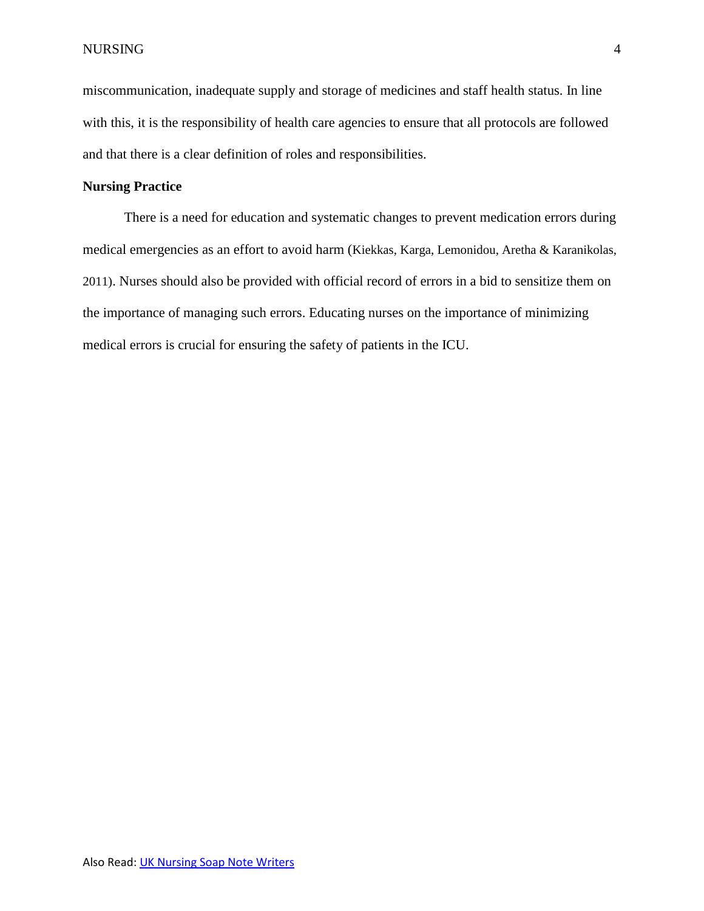miscommunication, inadequate supply and storage of medicines and staff health status. In line with this, it is the responsibility of health care agencies to ensure that all protocols are followed and that there is a clear definition of roles and responsibilities.

## Nursing Practice

There is a need for education and systematic changes to prevent medication errors during medical emergencies as an effort to avoid harm (Kiekkas, Karga, Lemonidou, Aretha & Karanikolas, 2011). Nurses should also be provided with official record of errors in a bid to sensitize them on the importance of managing such errors. Educating nurses on the importance of minimizing medical errors is crucial for ensuring the safety of patients in the ICU.

Also Read: [UK Nursing Soap Note Writers]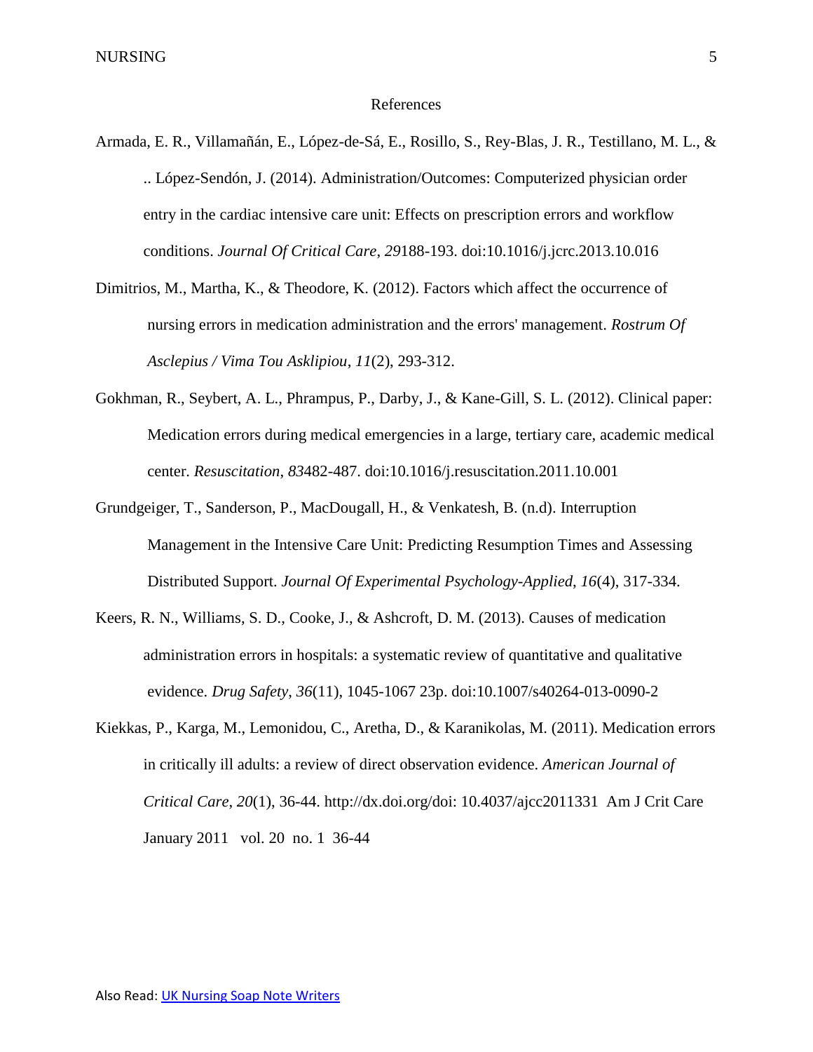# References

Armada, E. R., Villamañán, E., López-de-Sá, E., Rosillo, S., Rey-Blas, J. R., Testillano, M. L., & .. López-Sendón, J. (2014). Administration/Outcomes: Computerized physician order entry in the cardiac intensive care unit: Effects on prescription errors and workflow conditions. *Journal Of Critical Care*, *29*188-193. doi:10.1016/j.jcrc.2013.10.016

Dimitrios, M., Martha, K., & Theodore, K. (2012). Factors which affect the occurrence of nursing errors in medication administration and the errors' management. *Rostrum Of Asclepius / Vima Tou Asklipiou*, *11*(2), 293-312.

Gokhman, R., Seybert, A. L., Phrampus, P., Darby, J., & Kane-Gill, S. L. (2012). Clinical paper: Medication errors during medical emergencies in a large, tertiary care, academic medical center. *Resuscitation*, *83*482-487. doi:10.1016/j.resuscitation.2011.10.001

Grundgeiger, T., Sanderson, P., MacDougall, H., & Venkatesh, B. (n.d). Interruption Management in the Intensive Care Unit: Predicting Resumption Times and Assessing Distributed Support. *Journal Of Experimental Psychology-Applied*, *16*(4), 317-334.

Keers, R. N., Williams, S. D., Cooke, J., & Ashcroft, D. M. (2013). Causes of medication administration errors in hospitals: a systematic review of quantitative and qualitative evidence. *Drug Safety*, *36*(11), 1045-1067 23p. doi:10.1007/s40264-013-0090-2

Kiekkas, P., Karga, M., Lemonidou, C., Aretha, D., & Karanikolas, M. (2011). Medication errors in critically ill adults: a review of direct observation evidence. *American Journal of Critical Care*, *20*(1), 36-44. http://dx.doi.org/doi: 10.4037/ajcc2011331 Am J Crit Care January 2011 vol. 20 no. 1 36-44

Also Read: [UK Nursing Soap Note Writers]